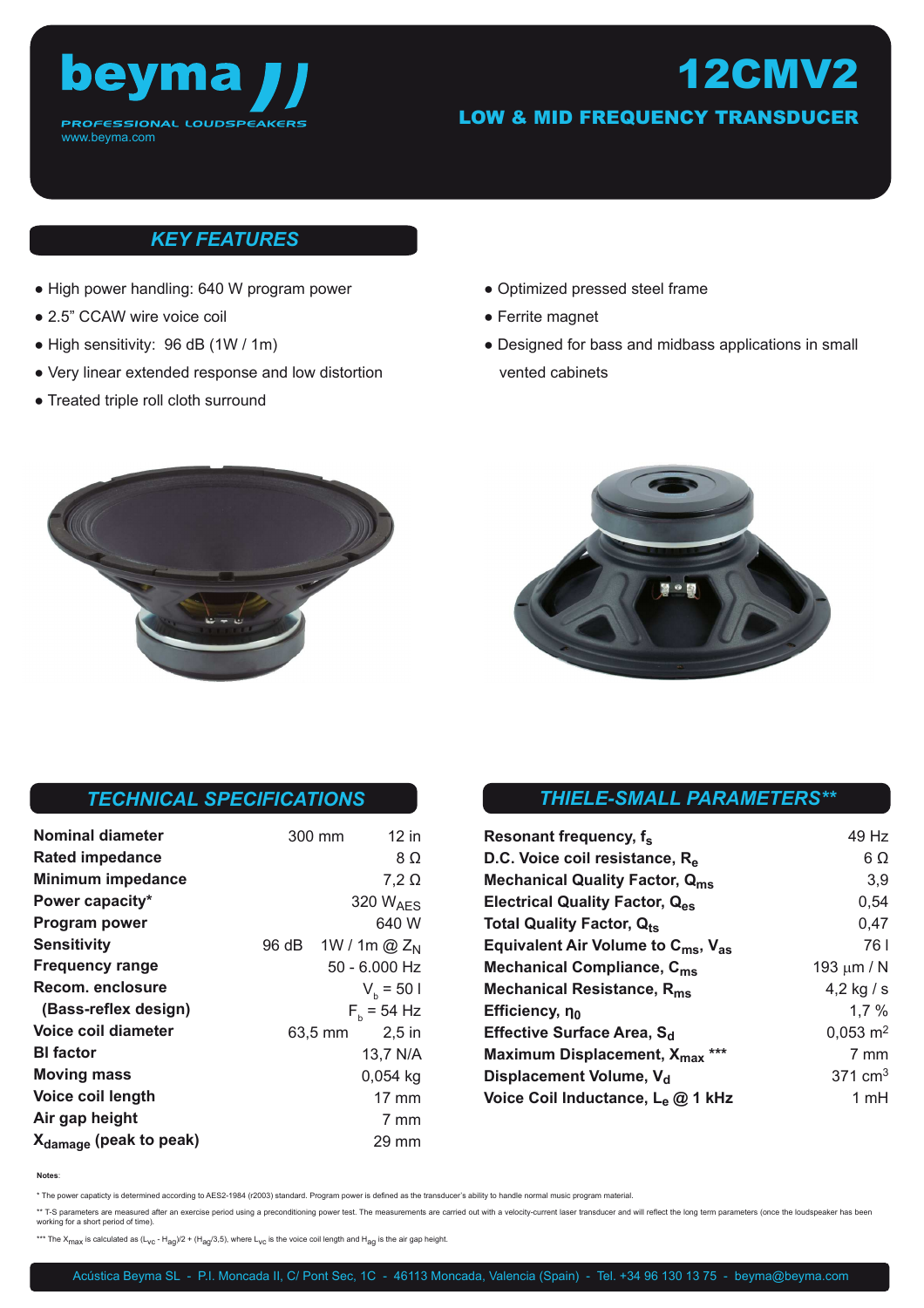# beyma

PROFESSIONAL LOUDSPEAKERS
www.beyma.com

# 12CMV2

## LOW & MID FREQUENCY TRANSDUCER

## KEY FEATURES

- High power handling: 640 W program power
- 2.5" CCAW wire voice coil
- High sensitivity: 96 dB (1W / 1m)
- Very linear extended response and low distortion
- Treated triple roll cloth surround
- Optimized pressed steel frame
- Ferrite magnet
- Designed for bass and midbass applications in small vented cabinets

## TECHNICAL SPECIFICATIONS

| | | |
|---|---|---|
| **Nominal diameter** | 300 mm | 12 in |
| **Rated impedance** | | 8 Ω |
| **Minimum impedance** | | 7,2 Ω |
| **Power capacity*** | | 320 $W_{AES}$ |
| **Program power** | | 640 W |
| **Sensitivity** | 96 dB | 1W / 1m @ $Z_N$ |
| **Frequency range** | | 50 - 6.000 Hz |
| **Recom. enclosure** | | $V_b$ = 50 l |
| **(Bass-reflex design)** | | $F_b$ = 54 Hz |
| **Voice coil diameter** | 63,5 mm | 2,5 in |
| **Bl factor** | | 13,7 N/A |
| **Moving mass** | | 0,054 kg |
| **Voice coil length** | | 17 mm |
| **Air gap height** | | 7 mm |
| **$X_{damage}$ (peak to peak)** | | 29 mm |

## THIELE-SMALL PARAMETERS**

| | |
|---|---|
| **Resonant frequency, $f_s$** | 49 Hz |
| **D.C. Voice coil resistance, $R_e$** | 6 Ω |
| **Mechanical Quality Factor, $Q_{ms}$** | 3,9 |
| **Electrical Quality Factor, $Q_{es}$** | 0,54 |
| **Total Quality Factor, $Q_{ts}$** | 0,47 |
| **Equivalent Air Volume to $C_{ms}$, $V_{as}$** | 76 l |
| **Mechanical Compliance, $C_{ms}$** | 193 μm / N |
| **Mechanical Resistance, $R_{ms}$** | 4,2 kg / s |
| **Efficiency, $\eta_0$** | 1,7 % |
| **Effective Surface Area, $S_d$** | 0,053 m² |
| **Maximum Displacement, $X_{max}$ ***** | 7 mm |
| **Displacement Volume, $V_d$** | 371 cm³ |
| **Voice Coil Inductance, $L_e$ @ 1 kHz** | 1 mH |

**Notes**:

* The power capacity is determined according to AES2-1984 (r2003) standard. Program power is defined as the transducer's ability to handle normal music program material.

** T-S parameters are measured after an exercise period using a preconditioning power test. The measurements are carried out with a velocity-current laser transducer and will reflect the long term parameters (once the loudspeaker has been working for a short period of time).

*** The $X_{max}$ is calculated as $(L_{VC} - H_{ag})/2 + (H_{ag}/3{,}5)$, where $L_{VC}$ is the voice coil length and $H_{ag}$ is the air gap height.

Acústica Beyma SL - P.I. Moncada II, C/ Pont Sec, 1C - 46113 Moncada, Valencia (Spain) - Tel. +34 96 130 13 75 - beyma@beyma.com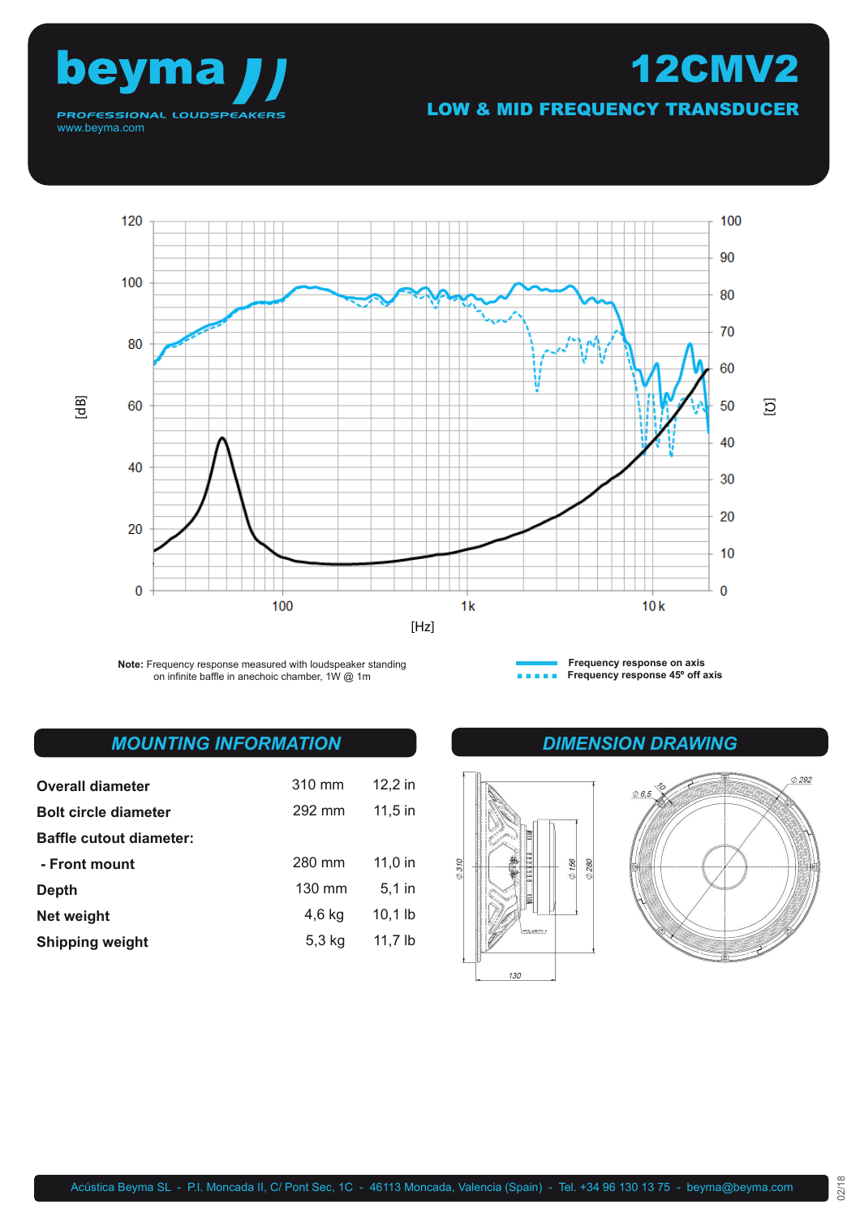# beyma

PROFESSIONAL LOUDSPEAKERS

www.beyma.com

# 12CMV2

## LOW & MID FREQUENCY TRANSDUCER

120
100
80
60
40
20
0

[dB]

100
90
80
70
60
50
40
30
20
10
0

[Ω]

100
1k
10 k

[Hz]

**Note:** Frequency response measured with loudspeaker standing on infinite baffle in anechoic chamber, 1W @ 1m

**Frequency response on axis**

**Frequency response 45º off axis**

## MOUNTING INFORMATION

| | | |
|---|---|---|
| **Overall diameter** | 310 mm | 12,2 in |
| **Bolt circle diameter** | 292 mm | 11,5 in |
| **Baffle cutout diameter:** | | |
| **- Front mount** | 280 mm | 11,0 in |
| **Depth** | 130 mm | 5,1 in |
| **Net weight** | 4,6 kg | 10,1 lb |
| **Shipping weight** | 5,3 kg | 11,7 lb |

## DIMENSION DRAWING

Ø 310
Ø 156
Ø 280
130
POLARITY +
Ø 6,5
10
Ø 292

Acústica Beyma SL - P.I. Moncada II, C/ Pont Sec, 1C - 46113 Moncada, Valencia (Spain) - Tel. +34 96 130 13 75 - beyma@beyma.com

02/18